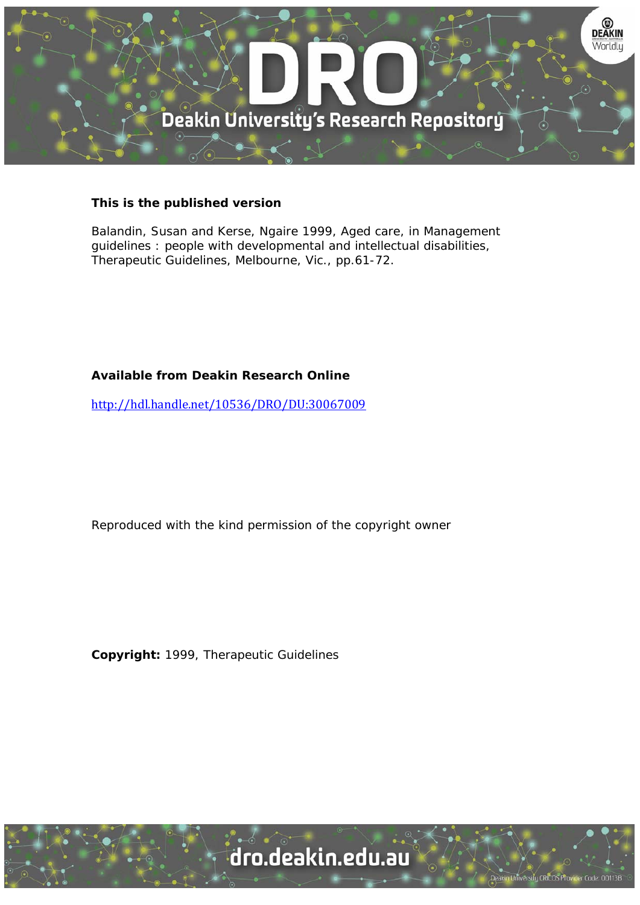**This is the published version**

Balandin, Susan and Kerse, Ngaire 1999, Aged care, in Management guidelines : people with developmental and intellectual disabilities, Therapeutic Guidelines, Melbourne, Vic., pp.61-72.

**Available from Deakin Research Online**

http://hdl.handle.net/10536/DRO/DU:30067009

Reproduced with the kind permission of the copyright owner

**Copyright:** 1999, Therapeutic Guidelines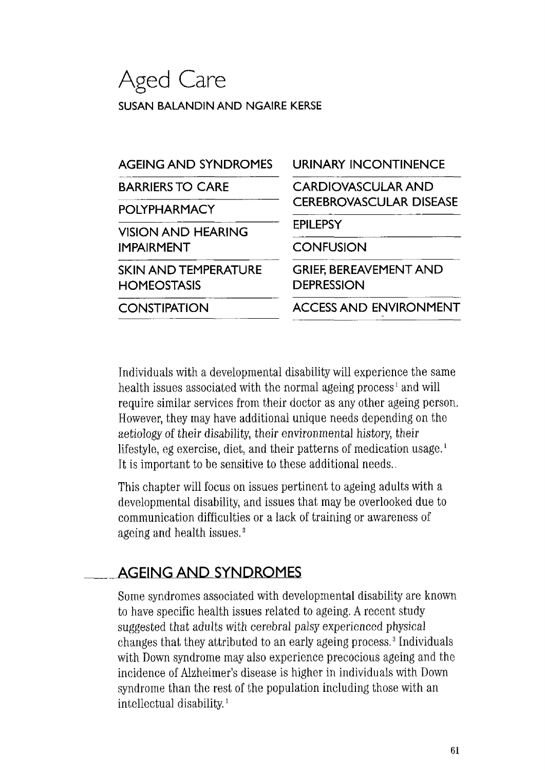# Aged Care

SUSAN BALANDIN AND NGAIRE KERSE

| | |
|---|---|
| AGEING AND SYNDROMES | URINARY INCONTINENCE |
| BARRIERS TO CARE | CARDIOVASCULAR AND CEREBROVASCULAR DISEASE |
| POLYPHARMACY | |
| VISION AND HEARING IMPAIRMENT | EPILEPSY |
| | CONFUSION |
| SKIN AND TEMPERATURE HOMEOSTASIS | GRIEF, BEREAVEMENT AND DEPRESSION |
| CONSTIPATION | ACCESS AND ENVIRONMENT |

Individuals with a developmental disability will experience the same health issues associated with the normal ageing process[1] and will require similar services from their doctor as any other ageing person. However, they may have additional unique needs depending on the aetiology of their disability, their environmental history, their lifestyle, eg exercise, diet, and their patterns of medication usage.[1] It is important to be sensitive to these additional needs.

This chapter will focus on issues pertinent to ageing adults with a developmental disability, and issues that may be overlooked due to communication difficulties or a lack of training or awareness of ageing and health issues.[2]

## AGEING AND SYNDROMES

Some syndromes associated with developmental disability are known to have specific health issues related to ageing. A recent study suggested that adults with cerebral palsy experienced physical changes that they attributed to an early ageing process.[3] Individuals with Down syndrome may also experience precocious ageing and the incidence of Alzheimer's disease is higher in individuals with Down syndrome than the rest of the population including those with an intellectual disability.[1]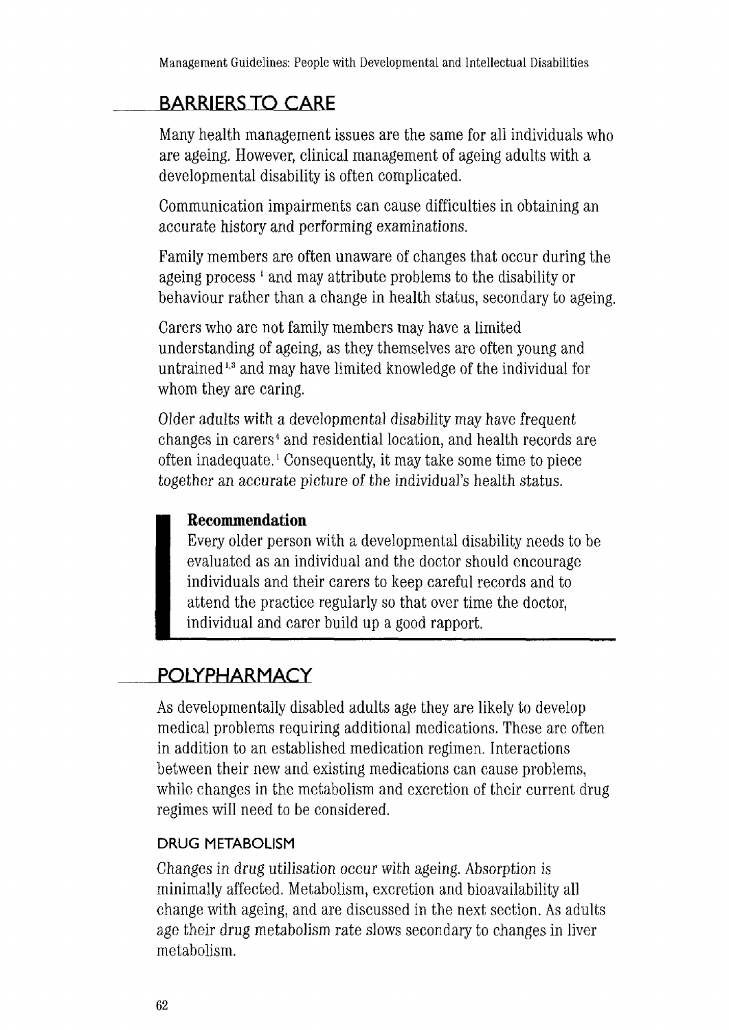## BARRIERS TO CARE

Many health management issues are the same for all individuals who are ageing. However, clinical management of ageing adults with a developmental disability is often complicated.

Communication impairments can cause difficulties in obtaining an accurate history and performing examinations.

Family members are often unaware of changes that occur during the ageing process [1] and may attribute problems to the disability or behaviour rather than a change in health status, secondary to ageing.

Carers who are not family members may have a limited understanding of ageing, as they themselves are often young and untrained[1,3] and may have limited knowledge of the individual for whom they are caring.

Older adults with a developmental disability may have frequent changes in carers[4] and residential location, and health records are often inadequate.[1] Consequently, it may take some time to piece together an accurate picture of the individual's health status.

> **Recommendation**
> Every older person with a developmental disability needs to be evaluated as an individual and the doctor should encourage individuals and their carers to keep careful records and to attend the practice regularly so that over time the doctor, individual and carer build up a good rapport.

## POLYPHARMACY

As developmentally disabled adults age they are likely to develop medical problems requiring additional medications. These are often in addition to an established medication regimen. Interactions between their new and existing medications can cause problems, while changes in the metabolism and excretion of their current drug regimes will need to be considered.

### DRUG METABOLISM

Changes in drug utilisation occur with ageing. Absorption is minimally affected. Metabolism, excretion and bioavailability all change with ageing, and are discussed in the next section. As adults age their drug metabolism rate slows secondary to changes in liver metabolism.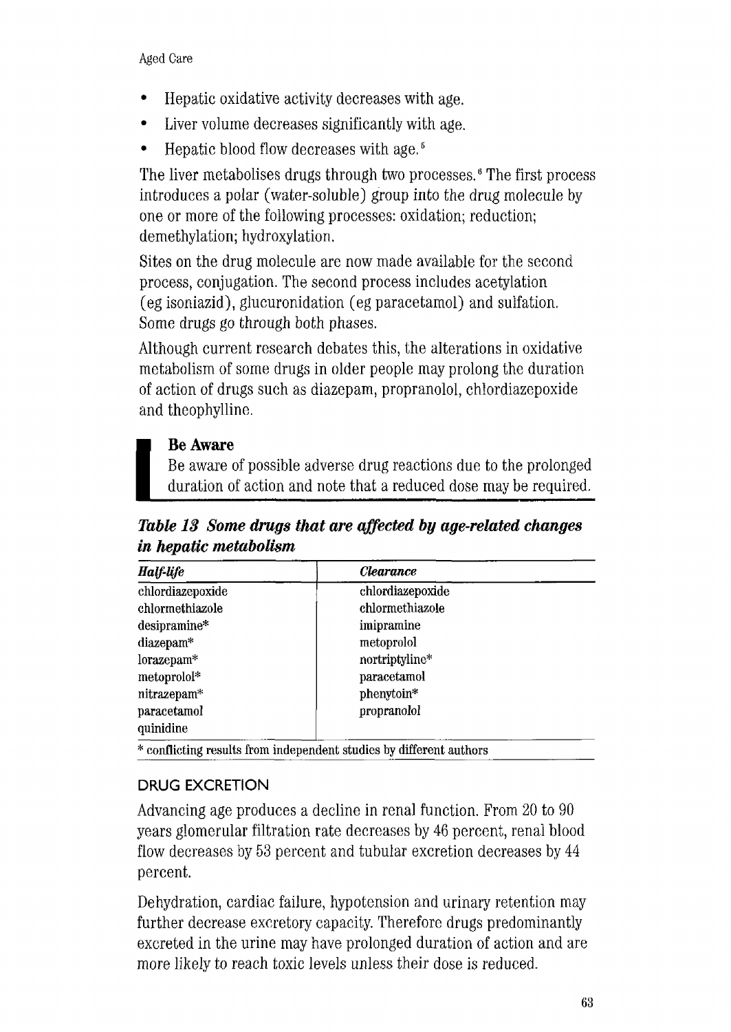- Hepatic oxidative activity decreases with age.
- Liver volume decreases significantly with age.
- Hepatic blood flow decreases with age.[5]

The liver metabolises drugs through two processes.[6] The first process introduces a polar (water-soluble) group into the drug molecule by one or more of the following processes: oxidation; reduction; demethylation; hydroxylation.

Sites on the drug molecule are now made available for the second process, conjugation. The second process includes acetylation (eg isoniazid), glucuronidation (eg paracetamol) and sulfation. Some drugs go through both phases.

Although current research debates this, the alterations in oxidative metabolism of some drugs in older people may prolong the duration of action of drugs such as diazepam, propranolol, chlordiazepoxide and theophylline.

> **Be Aware**
> Be aware of possible adverse drug reactions due to the prolonged duration of action and note that a reduced dose may be required.

***Table 13 Some drugs that are affected by age-related changes in hepatic metabolism***

| *Half-life* | *Clearance* |
|---|---|
| chlordiazepoxide | chlordiazepoxide |
| chlormethiazole | chlormethiazole |
| desipramine* | imipramine |
| diazepam* | metoprolol |
| lorazepam* | nortriptyline* |
| metoprolol* | paracetamol |
| nitrazepam* | phenytoin* |
| paracetamol | propranolol |
| quinidine | |

\* conflicting results from independent studies by different authors

## DRUG EXCRETION

Advancing age produces a decline in renal function. From 20 to 90 years glomerular filtration rate decreases by 46 percent, renal blood flow decreases by 53 percent and tubular excretion decreases by 44 percent.

Dehydration, cardiac failure, hypotension and urinary retention may further decrease excretory capacity. Therefore drugs predominantly excreted in the urine may have prolonged duration of action and are more likely to reach toxic levels unless their dose is reduced.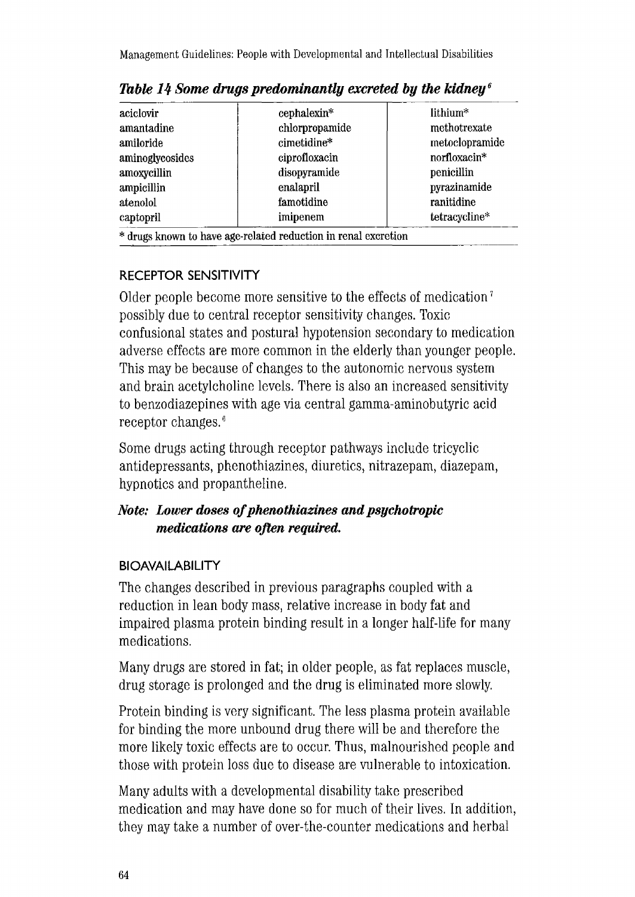*Table 14 Some drugs predominantly excreted by the kidney*[6]

| | | |
|---|---|---|
| aciclovir | cephalexin* | lithium* |
| amantadine | chlorpropamide | methotrexate |
| amiloride | cimetidine* | metoclopramide |
| aminoglycosides | ciprofloxacin | norfloxacin* |
| amoxycillin | disopyramide | penicillin |
| ampicillin | enalapril | pyrazinamide |
| atenolol | famotidine | ranitidine |
| captopril | imipenem | tetracycline* |

\* drugs known to have age-related reduction in renal excretion

### RECEPTOR SENSITIVITY

Older people become more sensitive to the effects of medication[7] possibly due to central receptor sensitivity changes. Toxic confusional states and postural hypotension secondary to medication adverse effects are more common in the elderly than younger people. This may be because of changes to the autonomic nervous system and brain acetylcholine levels. There is also an increased sensitivity to benzodiazepines with age via central gamma-aminobutyric acid receptor changes.[6]

Some drugs acting through receptor pathways include tricyclic antidepressants, phenothiazines, diuretics, nitrazepam, diazepam, hypnotics and propantheline.

***Note: Lower doses of phenothiazines and psychotropic medications are often required.***

### BIOAVAILABILITY

The changes described in previous paragraphs coupled with a reduction in lean body mass, relative increase in body fat and impaired plasma protein binding result in a longer half-life for many medications.

Many drugs are stored in fat; in older people, as fat replaces muscle, drug storage is prolonged and the drug is eliminated more slowly.

Protein binding is very significant. The less plasma protein available for binding the more unbound drug there will be and therefore the more likely toxic effects are to occur. Thus, malnourished people and those with protein loss due to disease are vulnerable to intoxication.

Many adults with a developmental disability take prescribed medication and may have done so for much of their lives. In addition, they may take a number of over-the-counter medications and herbal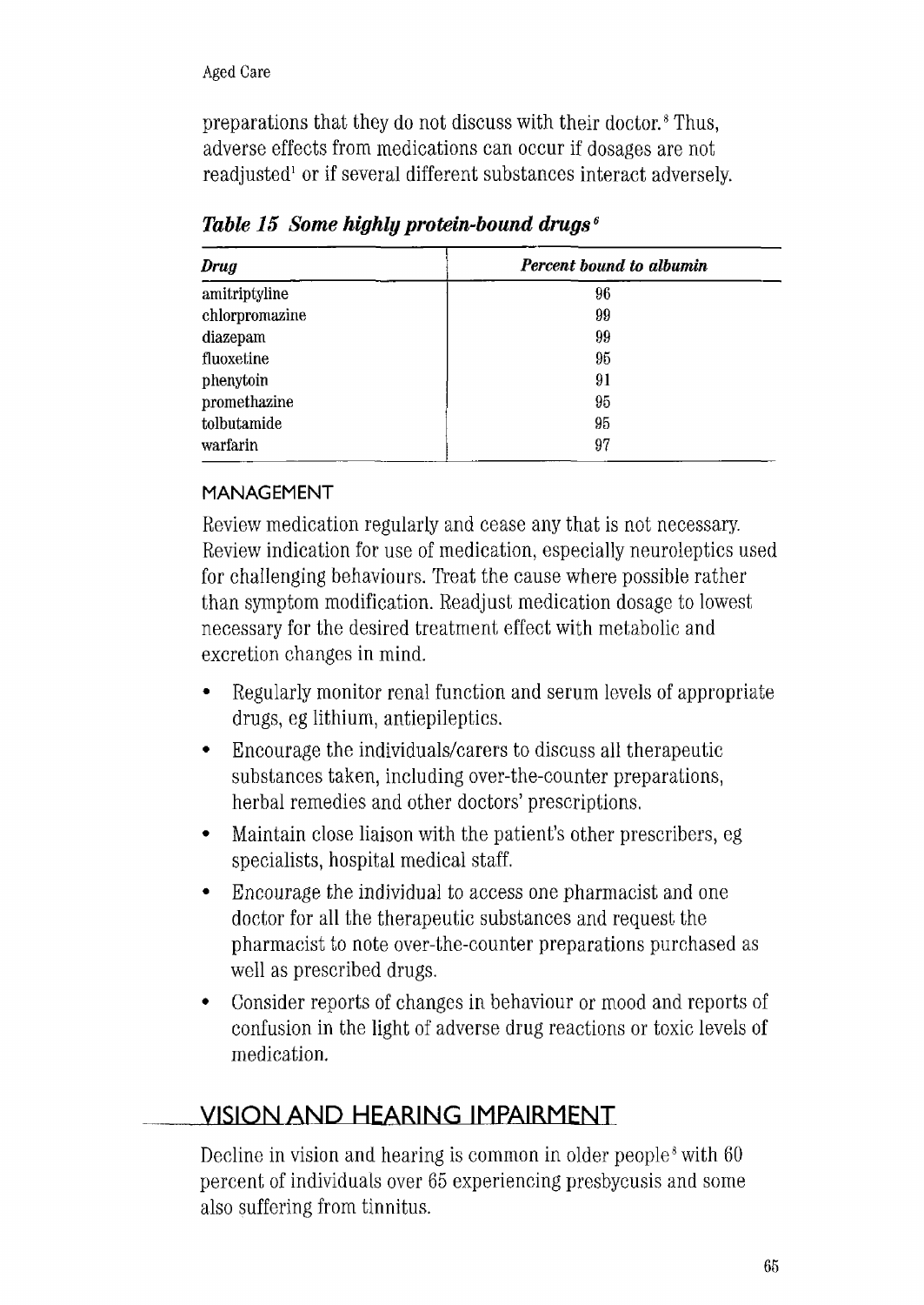preparations that they do not discuss with their doctor.[8] Thus, adverse effects from medications can occur if dosages are not readjusted[1] or if several different substances interact adversely.

***Table 15 Some highly protein-bound drugs***[6]

| *Drug* | *Percent bound to albumin* |
|---|---|
| amitriptyline | 96 |
| chlorpromazine | 99 |
| diazepam | 99 |
| fluoxetine | 95 |
| phenytoin | 91 |
| promethazine | 95 |
| tolbutamide | 95 |
| warfarin | 97 |

### MANAGEMENT

Review medication regularly and cease any that is not necessary. Review indication for use of medication, especially neuroleptics used for challenging behaviours. Treat the cause where possible rather than symptom modification. Readjust medication dosage to lowest necessary for the desired treatment effect with metabolic and excretion changes in mind.

- Regularly monitor renal function and serum levels of appropriate drugs, eg lithium, antiepileptics.
- Encourage the individuals/carers to discuss all therapeutic substances taken, including over-the-counter preparations, herbal remedies and other doctors' prescriptions.
- Maintain close liaison with the patient's other prescribers, eg specialists, hospital medical staff.
- Encourage the individual to access one pharmacist and one doctor for all the therapeutic substances and request the pharmacist to note over-the-counter preparations purchased as well as prescribed drugs.
- Consider reports of changes in behaviour or mood and reports of confusion in the light of adverse drug reactions or toxic levels of medication.

## VISION AND HEARING IMPAIRMENT

Decline in vision and hearing is common in older people[8] with 60 percent of individuals over 65 experiencing presbycusis and some also suffering from tinnitus.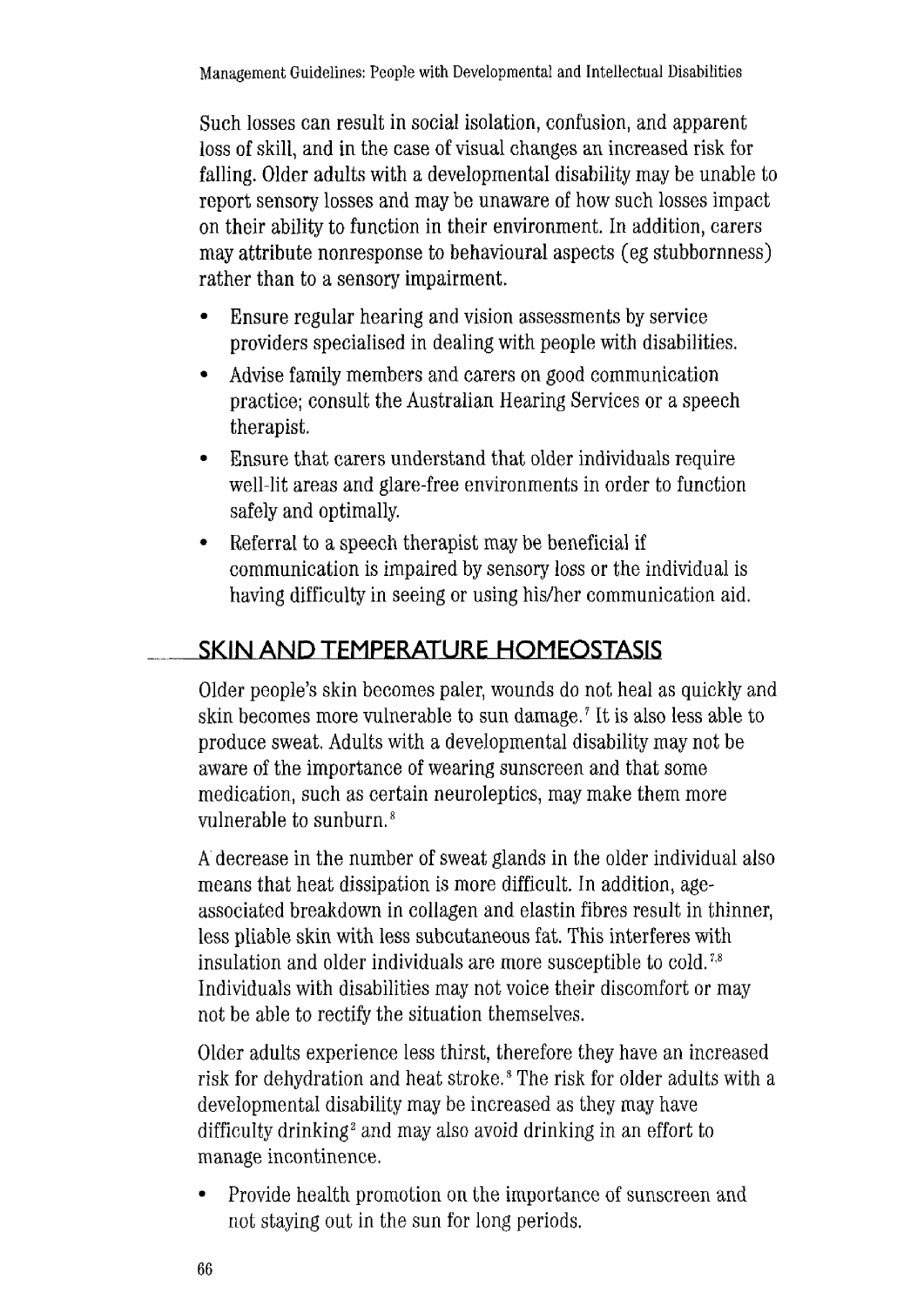Such losses can result in social isolation, confusion, and apparent loss of skill, and in the case of visual changes an increased risk for falling. Older adults with a developmental disability may be unable to report sensory losses and may be unaware of how such losses impact on their ability to function in their environment. In addition, carers may attribute nonresponse to behavioural aspects (eg stubbornness) rather than to a sensory impairment.

- Ensure regular hearing and vision assessments by service providers specialised in dealing with people with disabilities.
- Advise family members and carers on good communication practice; consult the Australian Hearing Services or a speech therapist.
- Ensure that carers understand that older individuals require well-lit areas and glare-free environments in order to function safely and optimally.
- Referral to a speech therapist may be beneficial if communication is impaired by sensory loss or the individual is having difficulty in seeing or using his/her communication aid.

## SKIN AND TEMPERATURE HOMEOSTASIS

Older people's skin becomes paler, wounds do not heal as quickly and skin becomes more vulnerable to sun damage.[7] It is also less able to produce sweat. Adults with a developmental disability may not be aware of the importance of wearing sunscreen and that some medication, such as certain neuroleptics, may make them more vulnerable to sunburn.[8]

A decrease in the number of sweat glands in the older individual also means that heat dissipation is more difficult. In addition, age-associated breakdown in collagen and elastin fibres result in thinner, less pliable skin with less subcutaneous fat. This interferes with insulation and older individuals are more susceptible to cold.[7,8] Individuals with disabilities may not voice their discomfort or may not be able to rectify the situation themselves.

Older adults experience less thirst, therefore they have an increased risk for dehydration and heat stroke.[8] The risk for older adults with a developmental disability may be increased as they may have difficulty drinking[2] and may also avoid drinking in an effort to manage incontinence.

- Provide health promotion on the importance of sunscreen and not staying out in the sun for long periods.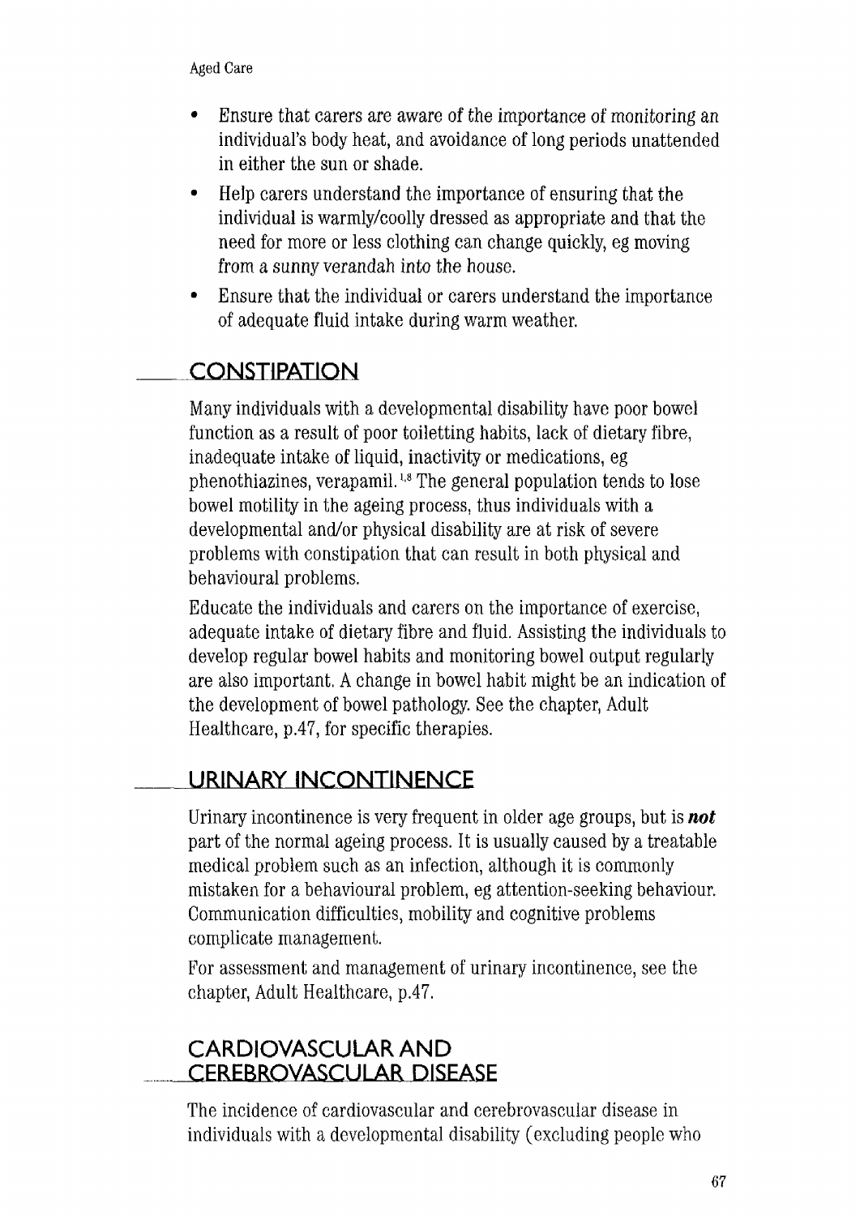- Ensure that carers are aware of the importance of monitoring an individual's body heat, and avoidance of long periods unattended in either the sun or shade.
- Help carers understand the importance of ensuring that the individual is warmly/coolly dressed as appropriate and that the need for more or less clothing can change quickly, eg moving from a sunny verandah into the house.
- Ensure that the individual or carers understand the importance of adequate fluid intake during warm weather.

## CONSTIPATION

Many individuals with a developmental disability have poor bowel function as a result of poor toiletting habits, lack of dietary fibre, inadequate intake of liquid, inactivity or medications, eg phenothiazines, verapamil.[1,8] The general population tends to lose bowel motility in the ageing process, thus individuals with a developmental and/or physical disability are at risk of severe problems with constipation that can result in both physical and behavioural problems.

Educate the individuals and carers on the importance of exercise, adequate intake of dietary fibre and fluid. Assisting the individuals to develop regular bowel habits and monitoring bowel output regularly are also important. A change in bowel habit might be an indication of the development of bowel pathology. See the chapter, Adult Healthcare, p.47, for specific therapies.

## URINARY INCONTINENCE

Urinary incontinence is very frequent in older age groups, but is ***not*** part of the normal ageing process. It is usually caused by a treatable medical problem such as an infection, although it is commonly mistaken for a behavioural problem, eg attention-seeking behaviour. Communication difficulties, mobility and cognitive problems complicate management.

For assessment and management of urinary incontinence, see the chapter, Adult Healthcare, p.47.

## CARDIOVASCULAR AND CEREBROVASCULAR DISEASE

The incidence of cardiovascular and cerebrovascular disease in individuals with a developmental disability (excluding people who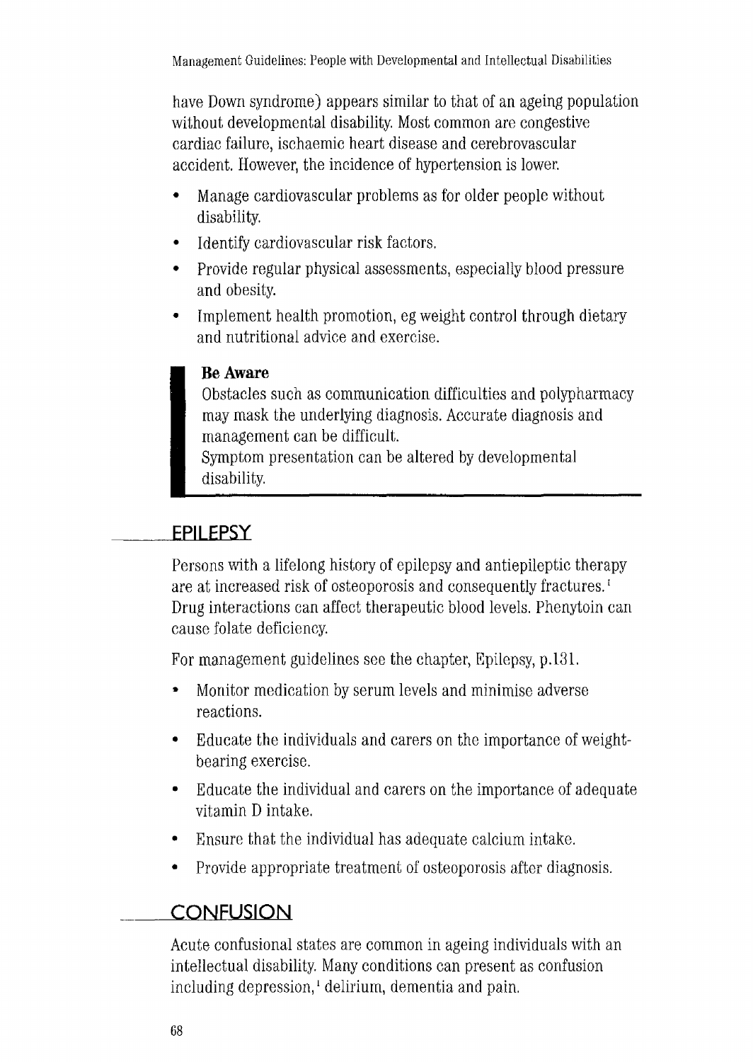have Down syndrome) appears similar to that of an ageing population without developmental disability. Most common are congestive cardiac failure, ischaemic heart disease and cerebrovascular accident. However, the incidence of hypertension is lower.

- Manage cardiovascular problems as for older people without disability.
- Identify cardiovascular risk factors.
- Provide regular physical assessments, especially blood pressure and obesity.
- Implement health promotion, eg weight control through dietary and nutritional advice and exercise.

> **Be Aware**
> Obstacles such as communication difficulties and polypharmacy may mask the underlying diagnosis. Accurate diagnosis and management can be difficult.
> Symptom presentation can be altered by developmental disability.

## EPILEPSY

Persons with a lifelong history of epilepsy and antiepileptic therapy are at increased risk of osteoporosis and consequently fractures.[1] Drug interactions can affect therapeutic blood levels. Phenytoin can cause folate deficiency.

For management guidelines see the chapter, Epilepsy, p.131.

- Monitor medication by serum levels and minimise adverse reactions.
- Educate the individuals and carers on the importance of weight-bearing exercise.
- Educate the individual and carers on the importance of adequate vitamin D intake.
- Ensure that the individual has adequate calcium intake.
- Provide appropriate treatment of osteoporosis after diagnosis.

## CONFUSION

Acute confusional states are common in ageing individuals with an intellectual disability. Many conditions can present as confusion including depression,[1] delirium, dementia and pain.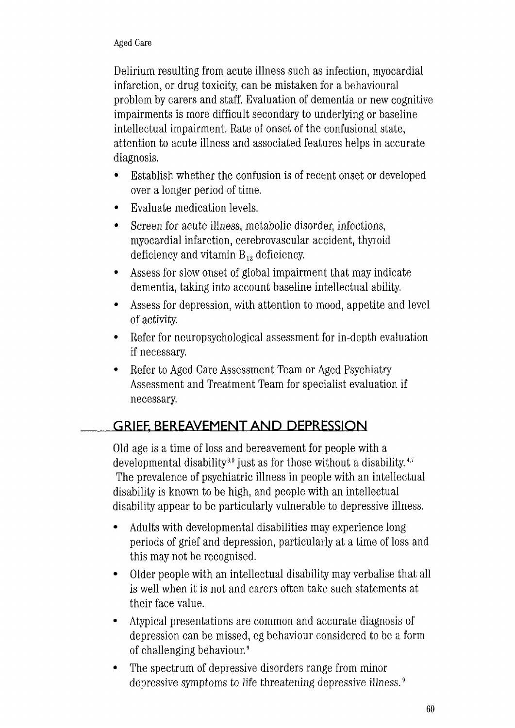Delirium resulting from acute illness such as infection, myocardial infarction, or drug toxicity, can be mistaken for a behavioural problem by carers and staff. Evaluation of dementia or new cognitive impairments is more difficult secondary to underlying or baseline intellectual impairment. Rate of onset of the confusional state, attention to acute illness and associated features helps in accurate diagnosis.

- Establish whether the confusion is of recent onset or developed over a longer period of time.
- Evaluate medication levels.
- Screen for acute illness, metabolic disorder, infections, myocardial infarction, cerebrovascular accident, thyroid deficiency and vitamin $B_{12}$ deficiency.
- Assess for slow onset of global impairment that may indicate dementia, taking into account baseline intellectual ability.
- Assess for depression, with attention to mood, appetite and level of activity.
- Refer for neuropsychological assessment for in-depth evaluation if necessary.
- Refer to Aged Care Assessment Team or Aged Psychiatry Assessment and Treatment Team for specialist evaluation if necessary.

## GRIEF, BEREAVEMENT AND DEPRESSION

Old age is a time of loss and bereavement for people with a developmental disability[3,9] just as for those without a disability.[4,7] The prevalence of psychiatric illness in people with an intellectual disability is known to be high, and people with an intellectual disability appear to be particularly vulnerable to depressive illness.

- Adults with developmental disabilities may experience long periods of grief and depression, particularly at a time of loss and this may not be recognised.
- Older people with an intellectual disability may verbalise that all is well when it is not and carers often take such statements at their face value.
- Atypical presentations are common and accurate diagnosis of depression can be missed, eg behaviour considered to be a form of challenging behaviour.[9]
- The spectrum of depressive disorders range from minor depressive symptoms to life threatening depressive illness.[9]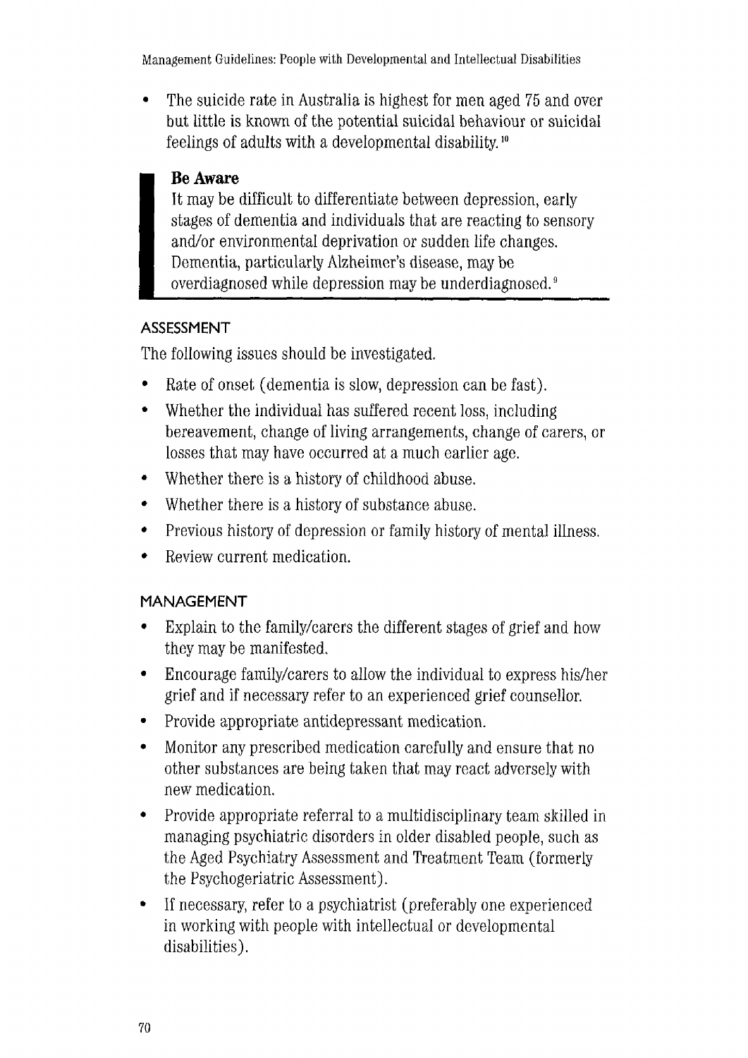- The suicide rate in Australia is highest for men aged 75 and over but little is known of the potential suicidal behaviour or suicidal feelings of adults with a developmental disability.[10]

> **Be Aware**
> It may be difficult to differentiate between depression, early stages of dementia and individuals that are reacting to sensory and/or environmental deprivation or sudden life changes. Dementia, particularly Alzheimer's disease, may be overdiagnosed while depression may be underdiagnosed.[9]

### ASSESSMENT

The following issues should be investigated.

- Rate of onset (dementia is slow, depression can be fast).
- Whether the individual has suffered recent loss, including bereavement, change of living arrangements, change of carers, or losses that may have occurred at a much earlier age.
- Whether there is a history of childhood abuse.
- Whether there is a history of substance abuse.
- Previous history of depression or family history of mental illness.
- Review current medication.

### MANAGEMENT

- Explain to the family/carers the different stages of grief and how they may be manifested.
- Encourage family/carers to allow the individual to express his/her grief and if necessary refer to an experienced grief counsellor.
- Provide appropriate antidepressant medication.
- Monitor any prescribed medication carefully and ensure that no other substances are being taken that may react adversely with new medication.
- Provide appropriate referral to a multidisciplinary team skilled in managing psychiatric disorders in older disabled people, such as the Aged Psychiatry Assessment and Treatment Team (formerly the Psychogeriatric Assessment).
- If necessary, refer to a psychiatrist (preferably one experienced in working with people with intellectual or developmental disabilities).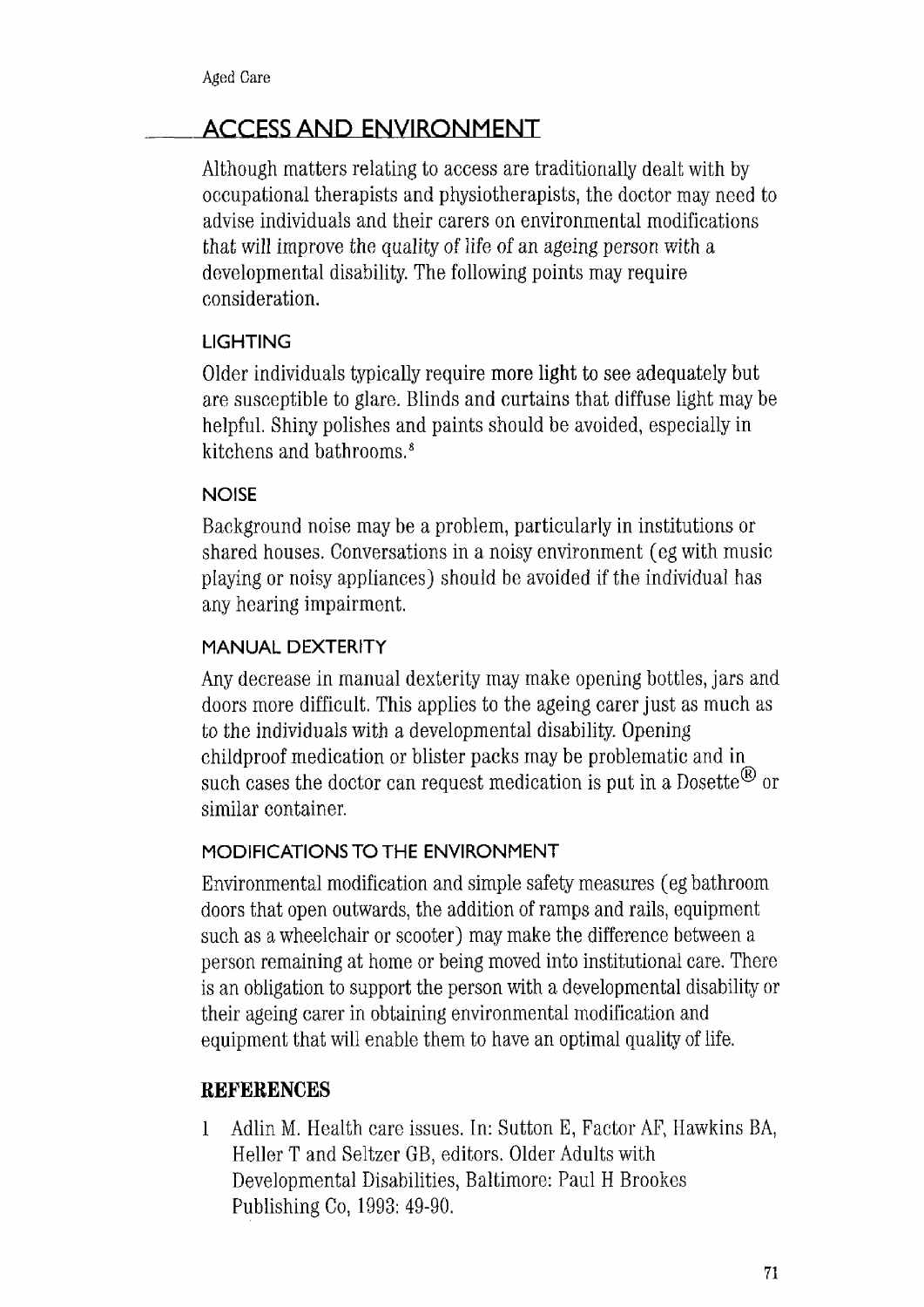## ACCESS AND ENVIRONMENT

Although matters relating to access are traditionally dealt with by occupational therapists and physiotherapists, the doctor may need to advise individuals and their carers on environmental modifications that will improve the quality of life of an ageing person with a developmental disability. The following points may require consideration.

### LIGHTING

Older individuals typically require more light to see adequately but are susceptible to glare. Blinds and curtains that diffuse light may be helpful. Shiny polishes and paints should be avoided, especially in kitchens and bathrooms.[8]

### NOISE

Background noise may be a problem, particularly in institutions or shared houses. Conversations in a noisy environment (eg with music playing or noisy appliances) should be avoided if the individual has any hearing impairment.

### MANUAL DEXTERITY

Any decrease in manual dexterity may make opening bottles, jars and doors more difficult. This applies to the ageing carer just as much as to the individuals with a developmental disability. Opening childproof medication or blister packs may be problematic and in such cases the doctor can request medication is put in a Dosette® or similar container.

### MODIFICATIONS TO THE ENVIRONMENT

Environmental modification and simple safety measures (eg bathroom doors that open outwards, the addition of ramps and rails, equipment such as a wheelchair or scooter) may make the difference between a person remaining at home or being moved into institutional care. There is an obligation to support the person with a developmental disability or their ageing carer in obtaining environmental modification and equipment that will enable them to have an optimal quality of life.

## REFERENCES

1. Adlin M. Health care issues. In: Sutton E, Factor AF, Hawkins BA, Heller T and Seltzer GB, editors. Older Adults with Developmental Disabilities, Baltimore: Paul H Brookes Publishing Co, 1993: 49-90.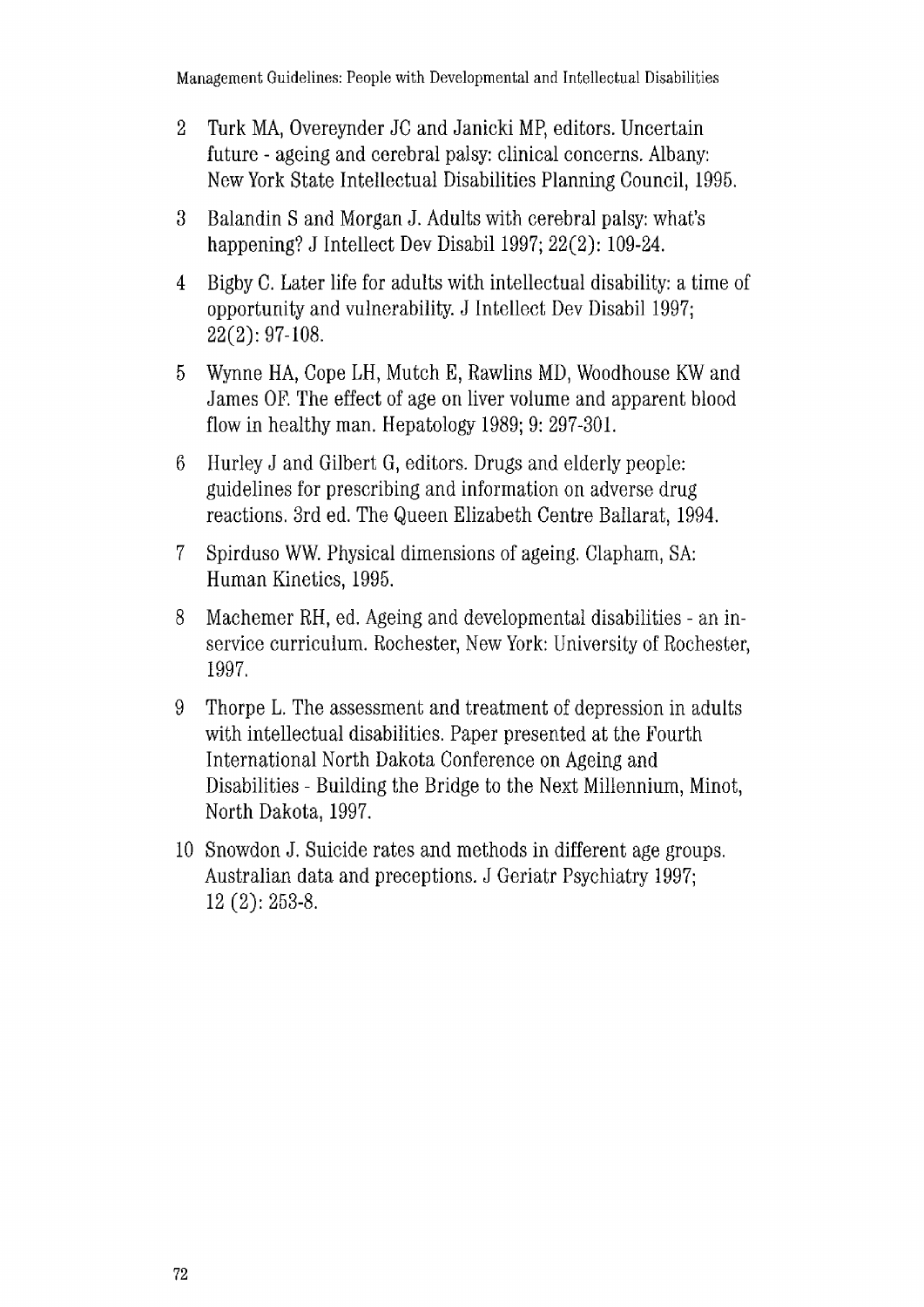2. Turk MA, Overeynder JC and Janicki MP, editors. Uncertain future - ageing and cerebral palsy: clinical concerns. Albany: New York State Intellectual Disabilities Planning Council, 1995.
3. Balandin S and Morgan J. Adults with cerebral palsy: what's happening? J Intellect Dev Disabil 1997; 22(2): 109-24.
4. Bigby C. Later life for adults with intellectual disability: a time of opportunity and vulnerability. J Intellect Dev Disabil 1997; 22(2): 97-108.
5. Wynne HA, Cope LH, Mutch E, Rawlins MD, Woodhouse KW and James OF. The effect of age on liver volume and apparent blood flow in healthy man. Hepatology 1989; 9: 297-301.
6. Hurley J and Gilbert G, editors. Drugs and elderly people: guidelines for prescribing and information on adverse drug reactions. 3rd ed. The Queen Elizabeth Centre Ballarat, 1994.
7. Spirduso WW. Physical dimensions of ageing. Clapham, SA: Human Kinetics, 1995.
8. Machemer RH, ed. Ageing and developmental disabilities - an in-service curriculum. Rochester, New York: University of Rochester, 1997.
9. Thorpe L. The assessment and treatment of depression in adults with intellectual disabilities. Paper presented at the Fourth International North Dakota Conference on Ageing and Disabilities - Building the Bridge to the Next Millennium, Minot, North Dakota, 1997.
10. Snowdon J. Suicide rates and methods in different age groups. Australian data and preceptions. J Geriatr Psychiatry 1997; 12 (2): 253-8.